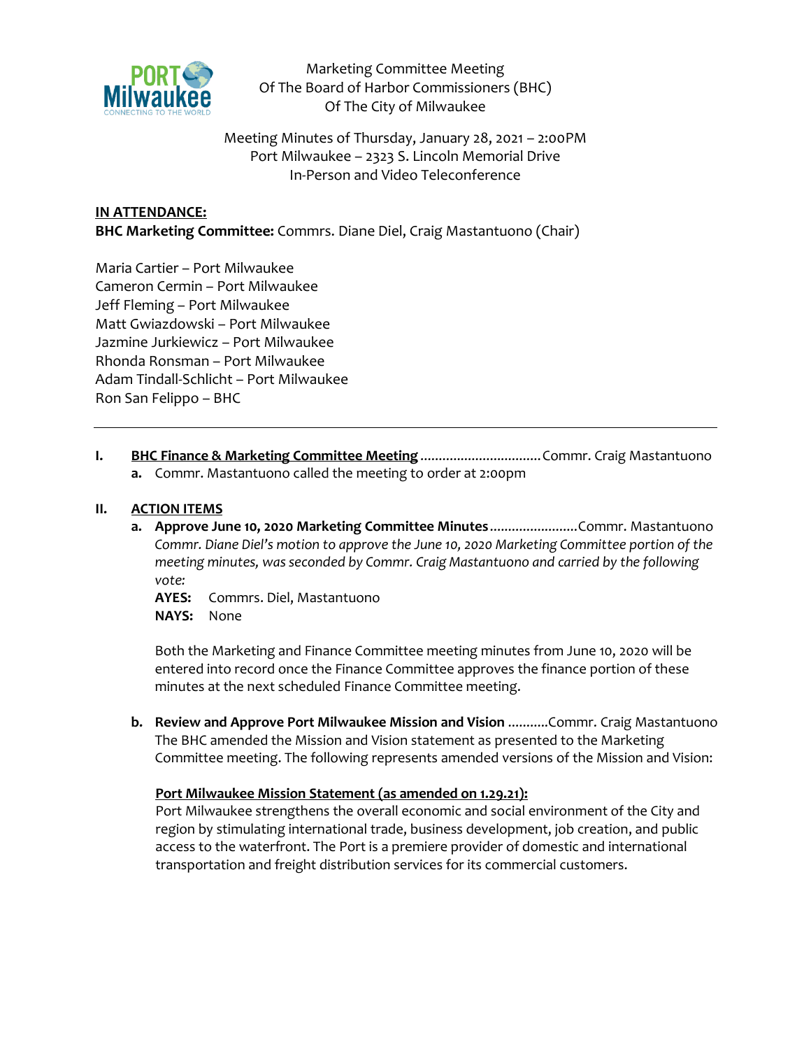Marketing Committee Meeting
Of The Board of Harbor Commissioners (BHC)
Of The City of Milwaukee

Meeting Minutes of Thursday, January 28, 2021 – 2:00PM
Port Milwaukee – 2323 S. Lincoln Memorial Drive
In-Person and Video Teleconference

**IN ATTENDANCE:**
**BHC Marketing Committee:** Commrs. Diane Diel, Craig Mastantuono (Chair)

Maria Cartier – Port Milwaukee
Cameron Cermin – Port Milwaukee
Jeff Fleming – Port Milwaukee
Matt Gwiazdowski – Port Milwaukee
Jazmine Jurkiewicz – Port Milwaukee
Rhonda Ronsman – Port Milwaukee
Adam Tindall-Schlicht – Port Milwaukee
Ron San Felippo – BHC

---

**I. BHC Finance & Marketing Committee Meeting** ................................ Commr. Craig Mastantuono

**a.** Commr. Mastantuono called the meeting to order at 2:00pm

**II. ACTION ITEMS**

**a. Approve June 10, 2020 Marketing Committee Minutes** ........................ Commr. Mastantuono

*Commr. Diane Diel's motion to approve the June 10, 2020 Marketing Committee portion of the meeting minutes, was seconded by Commr. Craig Mastantuono and carried by the following vote:*

**AYES:** Commrs. Diel, Mastantuono
**NAYS:** None

Both the Marketing and Finance Committee meeting minutes from June 10, 2020 will be entered into record once the Finance Committee approves the finance portion of these minutes at the next scheduled Finance Committee meeting.

**b. Review and Approve Port Milwaukee Mission and Vision** ...........Commr. Craig Mastantuono

The BHC amended the Mission and Vision statement as presented to the Marketing Committee meeting. The following represents amended versions of the Mission and Vision:

**Port Milwaukee Mission Statement (as amended on 1.29.21):**

Port Milwaukee strengthens the overall economic and social environment of the City and region by stimulating international trade, business development, job creation, and public access to the waterfront. The Port is a premiere provider of domestic and international transportation and freight distribution services for its commercial customers.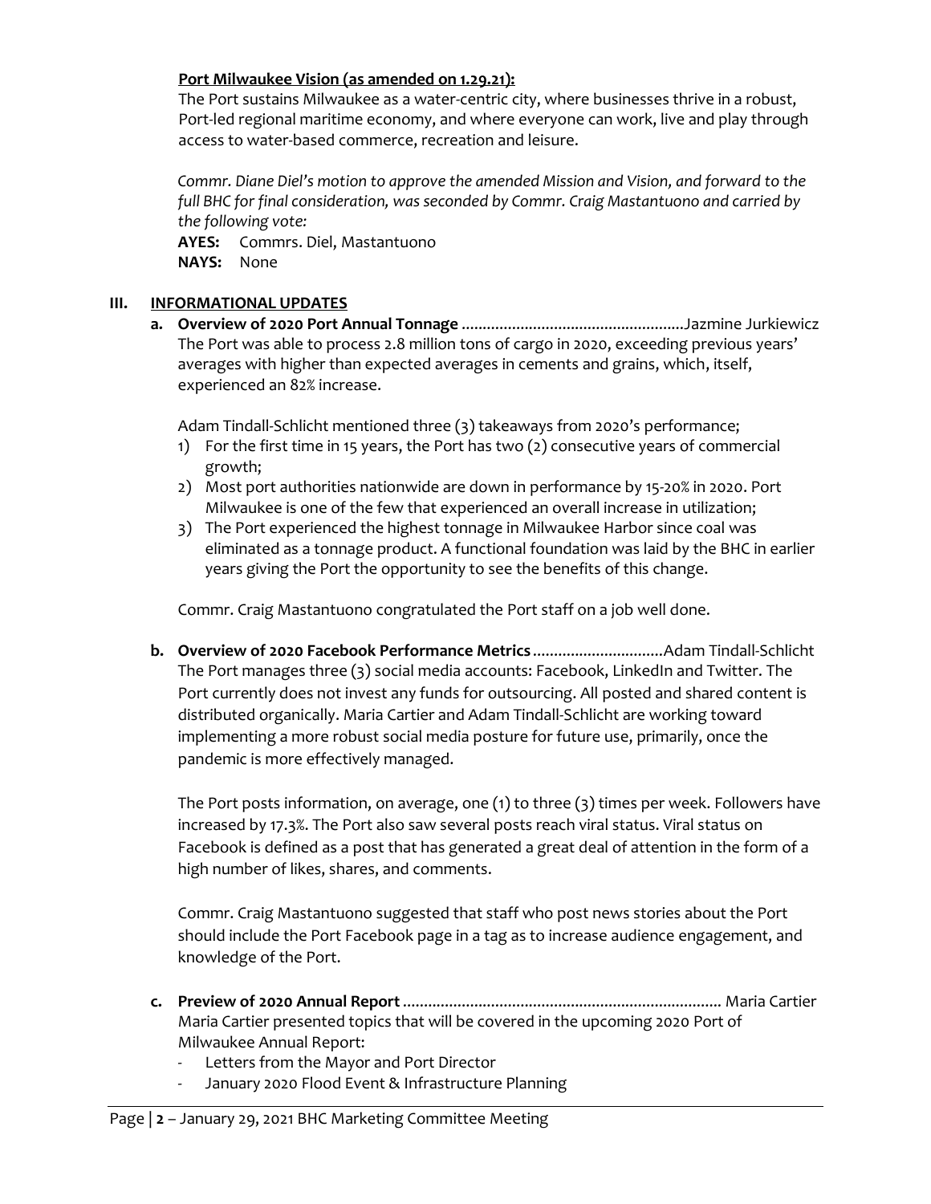**Port Milwaukee Vision (as amended on 1.29.21):**

The Port sustains Milwaukee as a water-centric city, where businesses thrive in a robust, Port-led regional maritime economy, and where everyone can work, live and play through access to water-based commerce, recreation and leisure.

*Commr. Diane Diel's motion to approve the amended Mission and Vision, and forward to the full BHC for final consideration, was seconded by Commr. Craig Mastantuono and carried by the following vote:*

**AYES:** Commrs. Diel, Mastantuono
**NAYS:** None

## III. INFORMATIONAL UPDATES

**a. Overview of 2020 Port Annual Tonnage** ..................................................... Jazmine Jurkiewicz

The Port was able to process 2.8 million tons of cargo in 2020, exceeding previous years' averages with higher than expected averages in cements and grains, which, itself, experienced an 82% increase.

Adam Tindall-Schlicht mentioned three (3) takeaways from 2020's performance;

1) For the first time in 15 years, the Port has two (2) consecutive years of commercial growth;
2) Most port authorities nationwide are down in performance by 15-20% in 2020. Port Milwaukee is one of the few that experienced an overall increase in utilization;
3) The Port experienced the highest tonnage in Milwaukee Harbor since coal was eliminated as a tonnage product. A functional foundation was laid by the BHC in earlier years giving the Port the opportunity to see the benefits of this change.

Commr. Craig Mastantuono congratulated the Port staff on a job well done.

**b. Overview of 2020 Facebook Performance Metrics** ............................... Adam Tindall-Schlicht

The Port manages three (3) social media accounts: Facebook, LinkedIn and Twitter. The Port currently does not invest any funds for outsourcing. All posted and shared content is distributed organically. Maria Cartier and Adam Tindall-Schlicht are working toward implementing a more robust social media posture for future use, primarily, once the pandemic is more effectively managed.

The Port posts information, on average, one (1) to three (3) times per week. Followers have increased by 17.3%. The Port also saw several posts reach viral status. Viral status on Facebook is defined as a post that has generated a great deal of attention in the form of a high number of likes, shares, and comments.

Commr. Craig Mastantuono suggested that staff who post news stories about the Port should include the Port Facebook page in a tag as to increase audience engagement, and knowledge of the Port.

**c. Preview of 2020 Annual Report** ........................................................................... Maria Cartier

Maria Cartier presented topics that will be covered in the upcoming 2020 Port of Milwaukee Annual Report:

- Letters from the Mayor and Port Director
- January 2020 Flood Event & Infrastructure Planning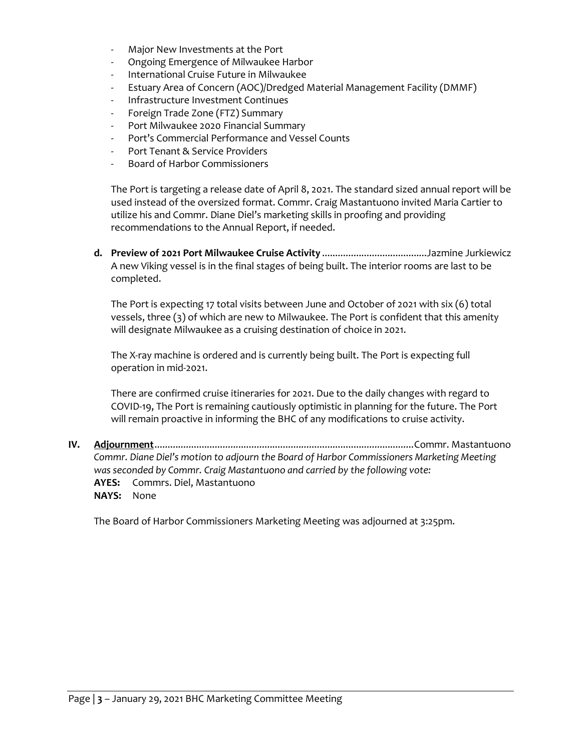- Major New Investments at the Port
- Ongoing Emergence of Milwaukee Harbor
- International Cruise Future in Milwaukee
- Estuary Area of Concern (AOC)/Dredged Material Management Facility (DMMF)
- Infrastructure Investment Continues
- Foreign Trade Zone (FTZ) Summary
- Port Milwaukee 2020 Financial Summary
- Port's Commercial Performance and Vessel Counts
- Port Tenant & Service Providers
- Board of Harbor Commissioners

The Port is targeting a release date of April 8, 2021. The standard sized annual report will be used instead of the oversized format. Commr. Craig Mastantuono invited Maria Cartier to utilize his and Commr. Diane Diel's marketing skills in proofing and providing recommendations to the Annual Report, if needed.

**d. Preview of 2021 Port Milwaukee Cruise Activity** ........................................Jazmine Jurkiewicz

A new Viking vessel is in the final stages of being built. The interior rooms are last to be completed.

The Port is expecting 17 total visits between June and October of 2021 with six (6) total vessels, three (3) of which are new to Milwaukee. The Port is confident that this amenity will designate Milwaukee as a cruising destination of choice in 2021.

The X-ray machine is ordered and is currently being built. The Port is expecting full operation in mid-2021.

There are confirmed cruise itineraries for 2021. Due to the daily changes with regard to COVID-19, The Port is remaining cautiously optimistic in planning for the future. The Port will remain proactive in informing the BHC of any modifications to cruise activity.

**IV. Adjournment**..................................................................................................Commr. Mastantuono

*Commr. Diane Diel's motion to adjourn the Board of Harbor Commissioners Marketing Meeting was seconded by Commr. Craig Mastantuono and carried by the following vote:*

**AYES:** Commrs. Diel, Mastantuono
**NAYS:** None

The Board of Harbor Commissioners Marketing Meeting was adjourned at 3:25pm.